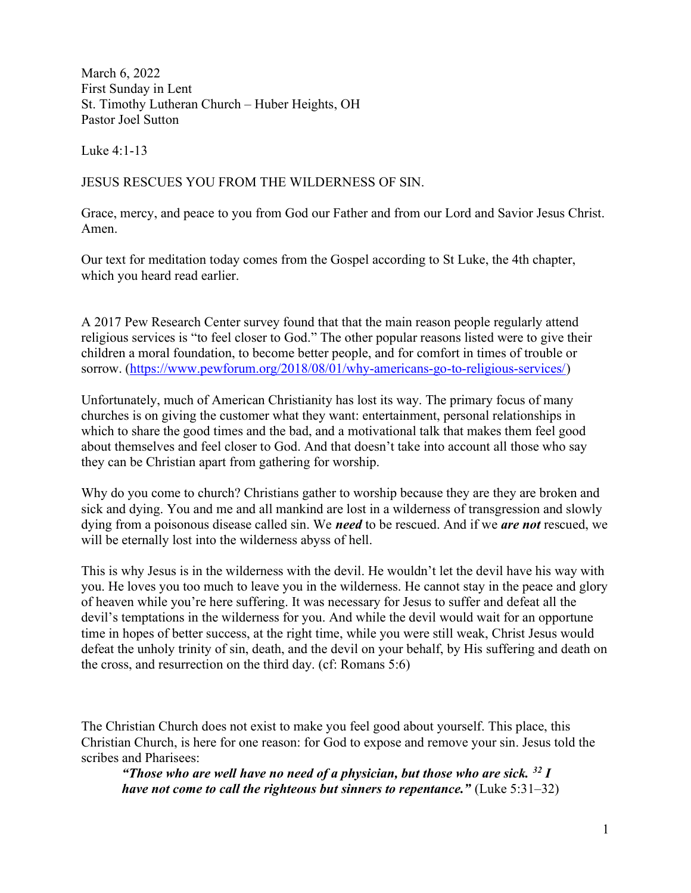March 6, 2022
First Sunday in Lent
St. Timothy Lutheran Church – Huber Heights, OH
Pastor Joel Sutton

Luke 4:1-13

JESUS RESCUES YOU FROM THE WILDERNESS OF SIN.

Grace, mercy, and peace to you from God our Father and from our Lord and Savior Jesus Christ. Amen.

Our text for meditation today comes from the Gospel according to St Luke, the 4th chapter, which you heard read earlier.

A 2017 Pew Research Center survey found that that the main reason people regularly attend religious services is "to feel closer to God." The other popular reasons listed were to give their children a moral foundation, to become better people, and for comfort in times of trouble or sorrow. ([https://www.pewforum.org/2018/08/01/why-americans-go-to-religious-services/](https://www.pewforum.org/2018/08/01/why-americans-go-to-religious-services/))

Unfortunately, much of American Christianity has lost its way. The primary focus of many churches is on giving the customer what they want: entertainment, personal relationships in which to share the good times and the bad, and a motivational talk that makes them feel good about themselves and feel closer to God. And that doesn't take into account all those who say they can be Christian apart from gathering for worship.

Why do you come to church? Christians gather to worship because they are they are broken and sick and dying. You and me and all mankind are lost in a wilderness of transgression and slowly dying from a poisonous disease called sin. We ***need*** to be rescued. And if we ***are not*** rescued, we will be eternally lost into the wilderness abyss of hell.

This is why Jesus is in the wilderness with the devil. He wouldn't let the devil have his way with you. He loves you too much to leave you in the wilderness. He cannot stay in the peace and glory of heaven while you're here suffering. It was necessary for Jesus to suffer and defeat all the devil's temptations in the wilderness for you. And while the devil would wait for an opportune time in hopes of better success, at the right time, while you were still weak, Christ Jesus would defeat the unholy trinity of sin, death, and the devil on your behalf, by His suffering and death on the cross, and resurrection on the third day. (cf: Romans 5:6)

The Christian Church does not exist to make you feel good about yourself. This place, this Christian Church, is here for one reason: for God to expose and remove your sin. Jesus told the scribes and Pharisees:

> ***"Those who are well have no need of a physician, but those who are sick. [32] I have not come to call the righteous but sinners to repentance."*** (Luke 5:31–32)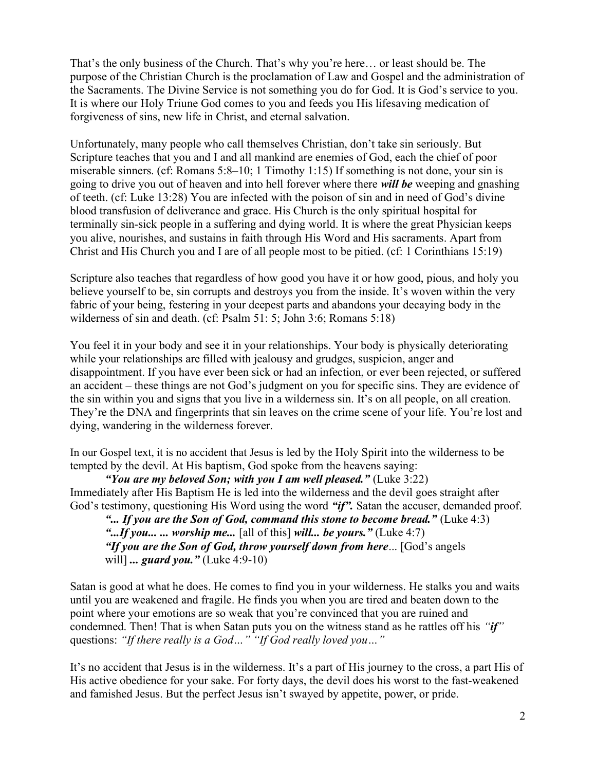That's the only business of the Church. That's why you're here… or least should be. The purpose of the Christian Church is the proclamation of Law and Gospel and the administration of the Sacraments. The Divine Service is not something you do for God. It is God's service to you. It is where our Holy Triune God comes to you and feeds you His lifesaving medication of forgiveness of sins, new life in Christ, and eternal salvation.

Unfortunately, many people who call themselves Christian, don't take sin seriously. But Scripture teaches that you and I and all mankind are enemies of God, each the chief of poor miserable sinners. (cf: Romans 5:8–10; 1 Timothy 1:15) If something is not done, your sin is going to drive you out of heaven and into hell forever where there ***will be*** weeping and gnashing of teeth. (cf: Luke 13:28) You are infected with the poison of sin and in need of God's divine blood transfusion of deliverance and grace. His Church is the only spiritual hospital for terminally sin-sick people in a suffering and dying world. It is where the great Physician keeps you alive, nourishes, and sustains in faith through His Word and His sacraments. Apart from Christ and His Church you and I are of all people most to be pitied. (cf: 1 Corinthians 15:19)

Scripture also teaches that regardless of how good you have it or how good, pious, and holy you believe yourself to be, sin corrupts and destroys you from the inside. It's woven within the very fabric of your being, festering in your deepest parts and abandons your decaying body in the wilderness of sin and death. (cf: Psalm 51: 5; John 3:6; Romans 5:18)

You feel it in your body and see it in your relationships. Your body is physically deteriorating while your relationships are filled with jealousy and grudges, suspicion, anger and disappointment. If you have ever been sick or had an infection, or ever been rejected, or suffered an accident – these things are not God's judgment on you for specific sins. They are evidence of the sin within you and signs that you live in a wilderness sin. It's on all people, on all creation. They're the DNA and fingerprints that sin leaves on the crime scene of your life. You're lost and dying, wandering in the wilderness forever.

In our Gospel text, it is no accident that Jesus is led by the Holy Spirit into the wilderness to be tempted by the devil. At His baptism, God spoke from the heavens saying:

> ***"You are my beloved Son; with you I am well pleased."*** (Luke 3:22)

Immediately after His Baptism He is led into the wilderness and the devil goes straight after God's testimony, questioning His Word using the word ***"if".*** Satan the accuser, demanded proof.

> ***"... If you are the Son of God, command this stone to become bread."*** (Luke 4:3)
> ***"...If you... ... worship me...*** [all of this] ***will... be yours."*** (Luke 4:7)
> ***"If you are the Son of God, throw yourself down from here****...* [God's angels will] ***... guard you."*** (Luke 4:9-10)

Satan is good at what he does. He comes to find you in your wilderness. He stalks you and waits until you are weakened and fragile. He finds you when you are tired and beaten down to the point where your emotions are so weak that you're convinced that you are ruined and condemned. Then! That is when Satan puts you on the witness stand as he rattles off his *"**if**"* questions: *"If there really is a God…" "If God really loved you…"*

It's no accident that Jesus is in the wilderness. It's a part of His journey to the cross, a part His of His active obedience for your sake. For forty days, the devil does his worst to the fast-weakened and famished Jesus. But the perfect Jesus isn't swayed by appetite, power, or pride.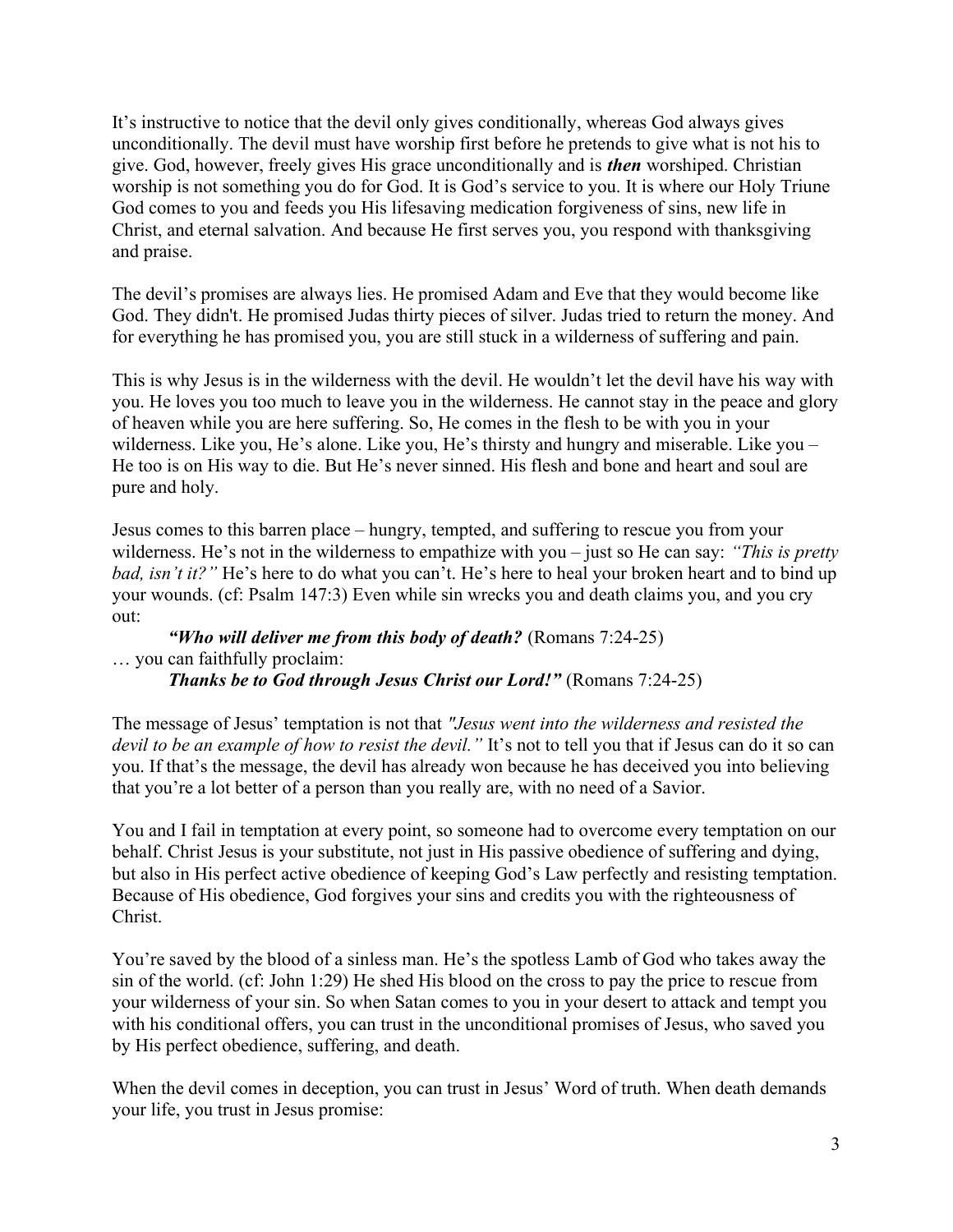It's instructive to notice that the devil only gives conditionally, whereas God always gives unconditionally. The devil must have worship first before he pretends to give what is not his to give. God, however, freely gives His grace unconditionally and is ***then*** worshiped. Christian worship is not something you do for God. It is God's service to you. It is where our Holy Triune God comes to you and feeds you His lifesaving medication forgiveness of sins, new life in Christ, and eternal salvation. And because He first serves you, you respond with thanksgiving and praise.

The devil's promises are always lies. He promised Adam and Eve that they would become like God. They didn't. He promised Judas thirty pieces of silver. Judas tried to return the money. And for everything he has promised you, you are still stuck in a wilderness of suffering and pain.

This is why Jesus is in the wilderness with the devil. He wouldn't let the devil have his way with you. He loves you too much to leave you in the wilderness. He cannot stay in the peace and glory of heaven while you are here suffering. So, He comes in the flesh to be with you in your wilderness. Like you, He's alone. Like you, He's thirsty and hungry and miserable. Like you – He too is on His way to die. But He's never sinned. His flesh and bone and heart and soul are pure and holy.

Jesus comes to this barren place – hungry, tempted, and suffering to rescue you from your wilderness. He's not in the wilderness to empathize with you – just so He can say: *"This is pretty bad, isn't it?"* He's here to do what you can't. He's here to heal your broken heart and to bind up your wounds. (cf: Psalm 147:3) Even while sin wrecks you and death claims you, and you cry out:

> ***"Who will deliver me from this body of death?*** (Romans 7:24-25)

… you can faithfully proclaim:

> ***Thanks be to God through Jesus Christ our Lord!"*** (Romans 7:24-25)

The message of Jesus' temptation is not that *"Jesus went into the wilderness and resisted the devil to be an example of how to resist the devil."* It's not to tell you that if Jesus can do it so can you. If that's the message, the devil has already won because he has deceived you into believing that you're a lot better of a person than you really are, with no need of a Savior.

You and I fail in temptation at every point, so someone had to overcome every temptation on our behalf. Christ Jesus is your substitute, not just in His passive obedience of suffering and dying, but also in His perfect active obedience of keeping God's Law perfectly and resisting temptation. Because of His obedience, God forgives your sins and credits you with the righteousness of Christ.

You're saved by the blood of a sinless man. He's the spotless Lamb of God who takes away the sin of the world. (cf: John 1:29) He shed His blood on the cross to pay the price to rescue from your wilderness of your sin. So when Satan comes to you in your desert to attack and tempt you with his conditional offers, you can trust in the unconditional promises of Jesus, who saved you by His perfect obedience, suffering, and death.

When the devil comes in deception, you can trust in Jesus' Word of truth. When death demands your life, you trust in Jesus promise: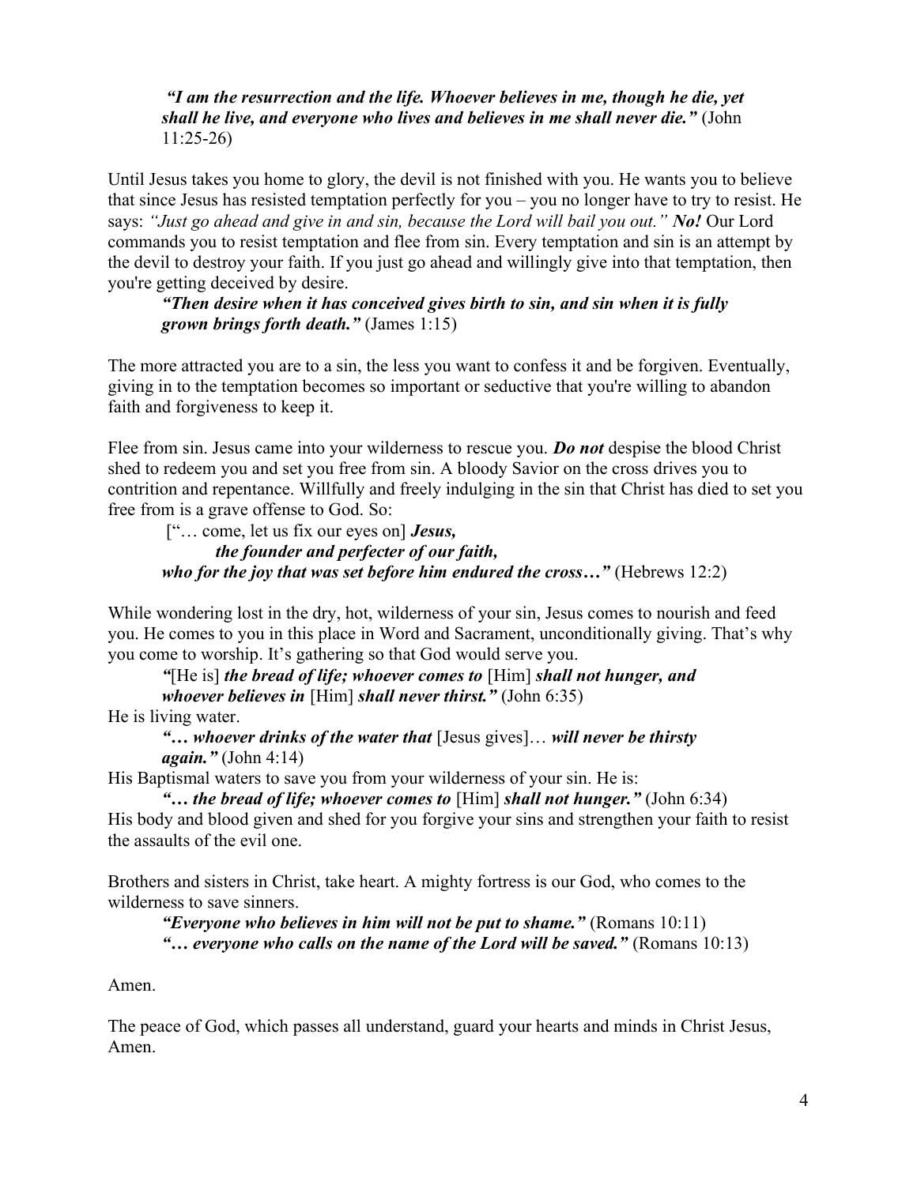> ***"I am the resurrection and the life. Whoever believes in me, though he die, yet shall he live, and everyone who lives and believes in me shall never die."*** (John 11:25-26)

Until Jesus takes you home to glory, the devil is not finished with you. He wants you to believe that since Jesus has resisted temptation perfectly for you – you no longer have to try to resist. He says: *"Just go ahead and give in and sin, because the Lord will bail you out."* ***No!*** Our Lord commands you to resist temptation and flee from sin. Every temptation and sin is an attempt by the devil to destroy your faith. If you just go ahead and willingly give into that temptation, then you're getting deceived by desire.

> ***"Then desire when it has conceived gives birth to sin, and sin when it is fully grown brings forth death."*** (James 1:15)

The more attracted you are to a sin, the less you want to confess it and be forgiven. Eventually, giving in to the temptation becomes so important or seductive that you're willing to abandon faith and forgiveness to keep it.

Flee from sin. Jesus came into your wilderness to rescue you. ***Do not*** despise the blood Christ shed to redeem you and set you free from sin. A bloody Savior on the cross drives you to contrition and repentance. Willfully and freely indulging in the sin that Christ has died to set you free from is a grave offense to God. So:

> ["… come, let us fix our eyes on] ***Jesus,***
> ***the founder and perfecter of our faith,***
> ***who for the joy that was set before him endured the cross…"*** (Hebrews 12:2)

While wondering lost in the dry, hot, wilderness of your sin, Jesus comes to nourish and feed you. He comes to you in this place in Word and Sacrament, unconditionally giving. That's why you come to worship. It's gathering so that God would serve you.

> ***"***[He is] ***the bread of life; whoever comes to*** [Him] ***shall not hunger, and whoever believes in*** [Him] ***shall never thirst."*** (John 6:35)

He is living water.

> ***"… whoever drinks of the water that*** [Jesus gives]… ***will never be thirsty again."*** (John 4:14)

His Baptismal waters to save you from your wilderness of your sin. He is:

> ***"… the bread of life; whoever comes to*** [Him] ***shall not hunger."*** (John 6:34)

His body and blood given and shed for you forgive your sins and strengthen your faith to resist the assaults of the evil one.

Brothers and sisters in Christ, take heart. A mighty fortress is our God, who comes to the wilderness to save sinners.

> ***"Everyone who believes in him will not be put to shame."*** (Romans 10:11)
> ***"… everyone who calls on the name of the Lord will be saved."*** (Romans 10:13)

Amen.

The peace of God, which passes all understand, guard your hearts and minds in Christ Jesus, Amen.